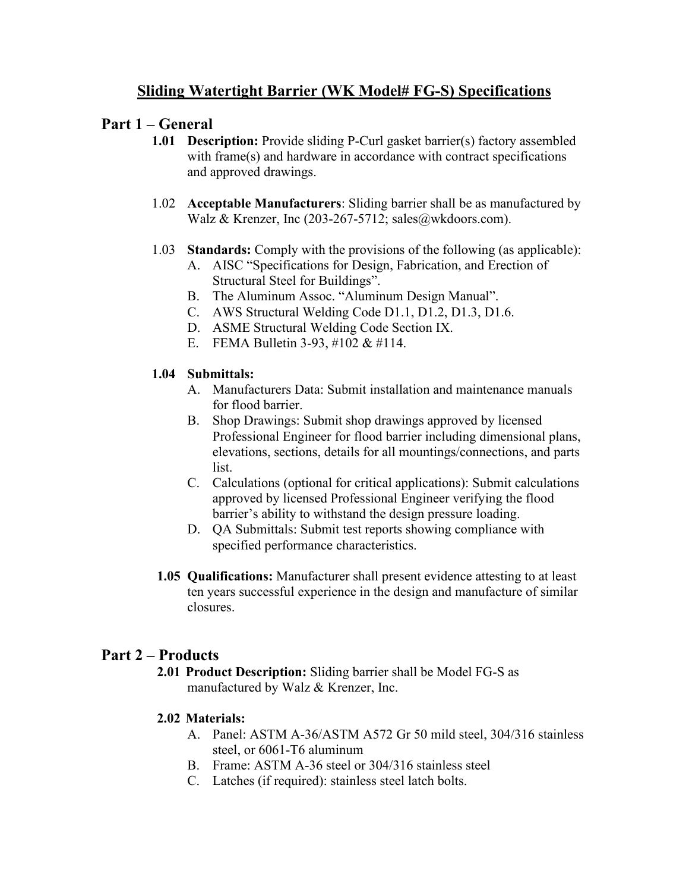# Sliding Watertight Barrier (WK Model# FG-S) Specifications

## Part 1 – General

**1.01 Description:** Provide sliding P-Curl gasket barrier(s) factory assembled with frame(s) and hardware in accordance with contract specifications and approved drawings.

1.02 **Acceptable Manufacturers**: Sliding barrier shall be as manufactured by Walz & Krenzer, Inc (203-267-5712; sales@wkdoors.com).

1.03 **Standards:** Comply with the provisions of the following (as applicable):

A. AISC "Specifications for Design, Fabrication, and Erection of Structural Steel for Buildings".
B. The Aluminum Assoc. "Aluminum Design Manual".
C. AWS Structural Welding Code D1.1, D1.2, D1.3, D1.6.
D. ASME Structural Welding Code Section IX.
E. FEMA Bulletin 3-93, #102 & #114.

**1.04 Submittals:**

A. Manufacturers Data: Submit installation and maintenance manuals for flood barrier.
B. Shop Drawings: Submit shop drawings approved by licensed Professional Engineer for flood barrier including dimensional plans, elevations, sections, details for all mountings/connections, and parts list.
C. Calculations (optional for critical applications): Submit calculations approved by licensed Professional Engineer verifying the flood barrier's ability to withstand the design pressure loading.
D. QA Submittals: Submit test reports showing compliance with specified performance characteristics.

**1.05 Qualifications:** Manufacturer shall present evidence attesting to at least ten years successful experience in the design and manufacture of similar closures.

## Part 2 – Products

**2.01 Product Description:** Sliding barrier shall be Model FG-S as manufactured by Walz & Krenzer, Inc.

**2.02 Materials:**

A. Panel: ASTM A-36/ASTM A572 Gr 50 mild steel, 304/316 stainless steel, or 6061-T6 aluminum
B. Frame: ASTM A-36 steel or 304/316 stainless steel
C. Latches (if required): stainless steel latch bolts.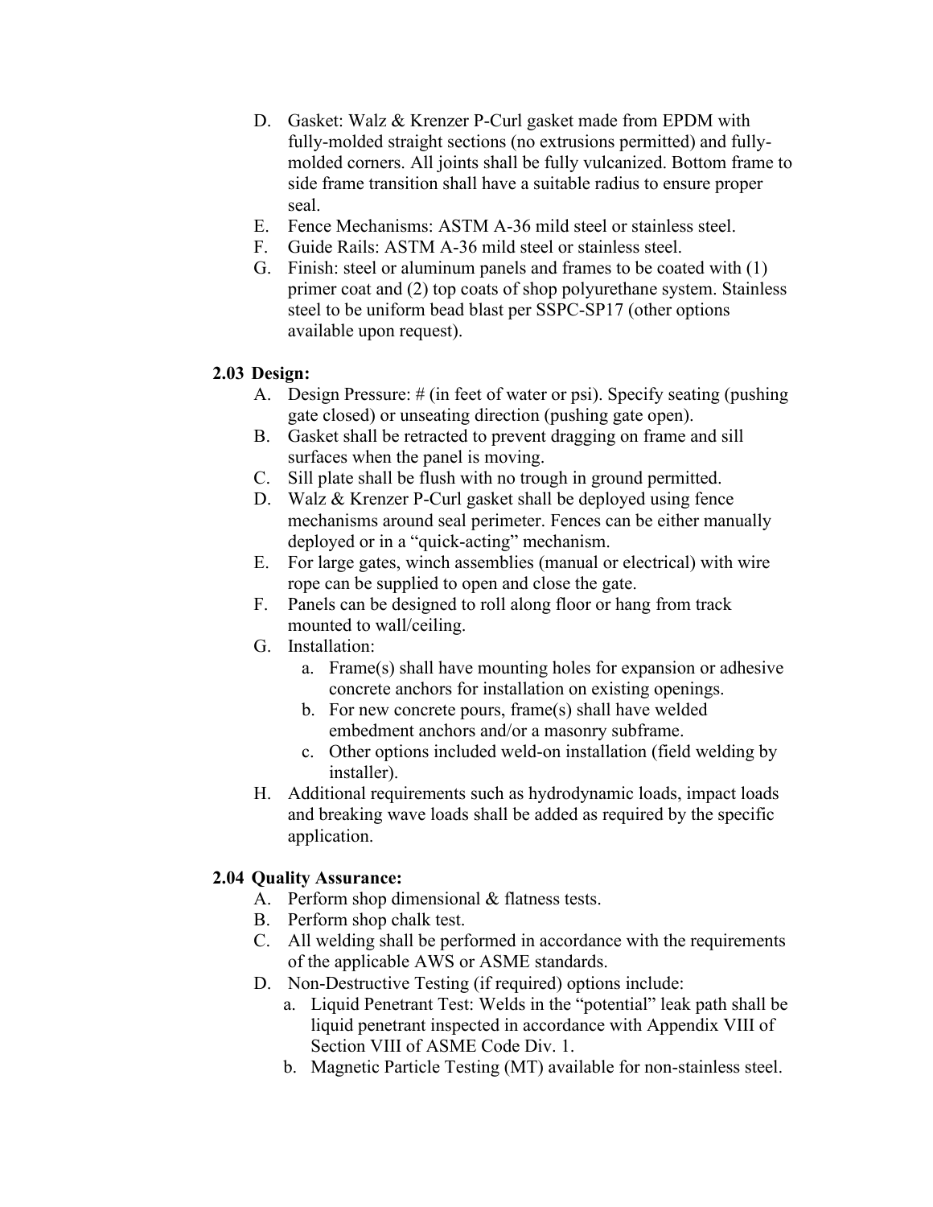D. Gasket: Walz & Krenzer P-Curl gasket made from EPDM with fully-molded straight sections (no extrusions permitted) and fully-molded corners. All joints shall be fully vulcanized. Bottom frame to side frame transition shall have a suitable radius to ensure proper seal.

E. Fence Mechanisms: ASTM A-36 mild steel or stainless steel.

F. Guide Rails: ASTM A-36 mild steel or stainless steel.

G. Finish: steel or aluminum panels and frames to be coated with (1) primer coat and (2) top coats of shop polyurethane system. Stainless steel to be uniform bead blast per SSPC-SP17 (other options available upon request).

### 2.03 Design:

A. Design Pressure: # (in feet of water or psi). Specify seating (pushing gate closed) or unseating direction (pushing gate open).

B. Gasket shall be retracted to prevent dragging on frame and sill surfaces when the panel is moving.

C. Sill plate shall be flush with no trough in ground permitted.

D. Walz & Krenzer P-Curl gasket shall be deployed using fence mechanisms around seal perimeter. Fences can be either manually deployed or in a "quick-acting" mechanism.

E. For large gates, winch assemblies (manual or electrical) with wire rope can be supplied to open and close the gate.

F. Panels can be designed to roll along floor or hang from track mounted to wall/ceiling.

G. Installation:

   a. Frame(s) shall have mounting holes for expansion or adhesive concrete anchors for installation on existing openings.

   b. For new concrete pours, frame(s) shall have welded embedment anchors and/or a masonry subframe.

   c. Other options included weld-on installation (field welding by installer).

H. Additional requirements such as hydrodynamic loads, impact loads and breaking wave loads shall be added as required by the specific application.

### 2.04 Quality Assurance:

A. Perform shop dimensional & flatness tests.

B. Perform shop chalk test.

C. All welding shall be performed in accordance with the requirements of the applicable AWS or ASME standards.

D. Non-Destructive Testing (if required) options include:

   a. Liquid Penetrant Test: Welds in the "potential" leak path shall be liquid penetrant inspected in accordance with Appendix VIII of Section VIII of ASME Code Div. 1.

   b. Magnetic Particle Testing (MT) available for non-stainless steel.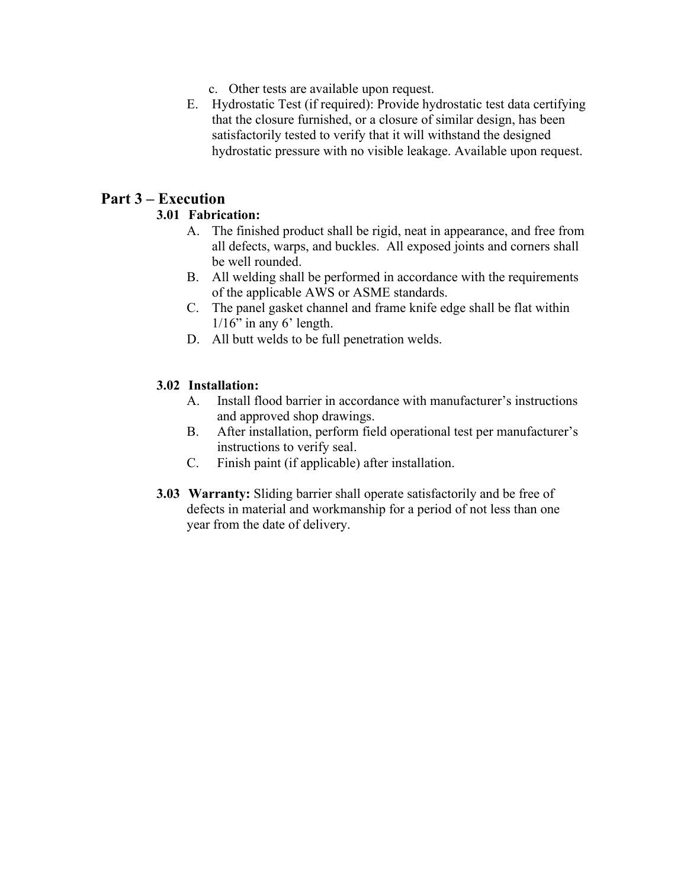c. Other tests are available upon request.

E. Hydrostatic Test (if required): Provide hydrostatic test data certifying that the closure furnished, or a closure of similar design, has been satisfactorily tested to verify that it will withstand the designed hydrostatic pressure with no visible leakage. Available upon request.

## Part 3 – Execution

### 3.01 Fabrication:

A. The finished product shall be rigid, neat in appearance, and free from all defects, warps, and buckles. All exposed joints and corners shall be well rounded.

B. All welding shall be performed in accordance with the requirements of the applicable AWS or ASME standards.

C. The panel gasket channel and frame knife edge shall be flat within 1/16” in any 6’ length.

D. All butt welds to be full penetration welds.

### 3.02 Installation:

A. Install flood barrier in accordance with manufacturer’s instructions and approved shop drawings.

B. After installation, perform field operational test per manufacturer’s instructions to verify seal.

C. Finish paint (if applicable) after installation.

**3.03 Warranty:** Sliding barrier shall operate satisfactorily and be free of defects in material and workmanship for a period of not less than one year from the date of delivery.